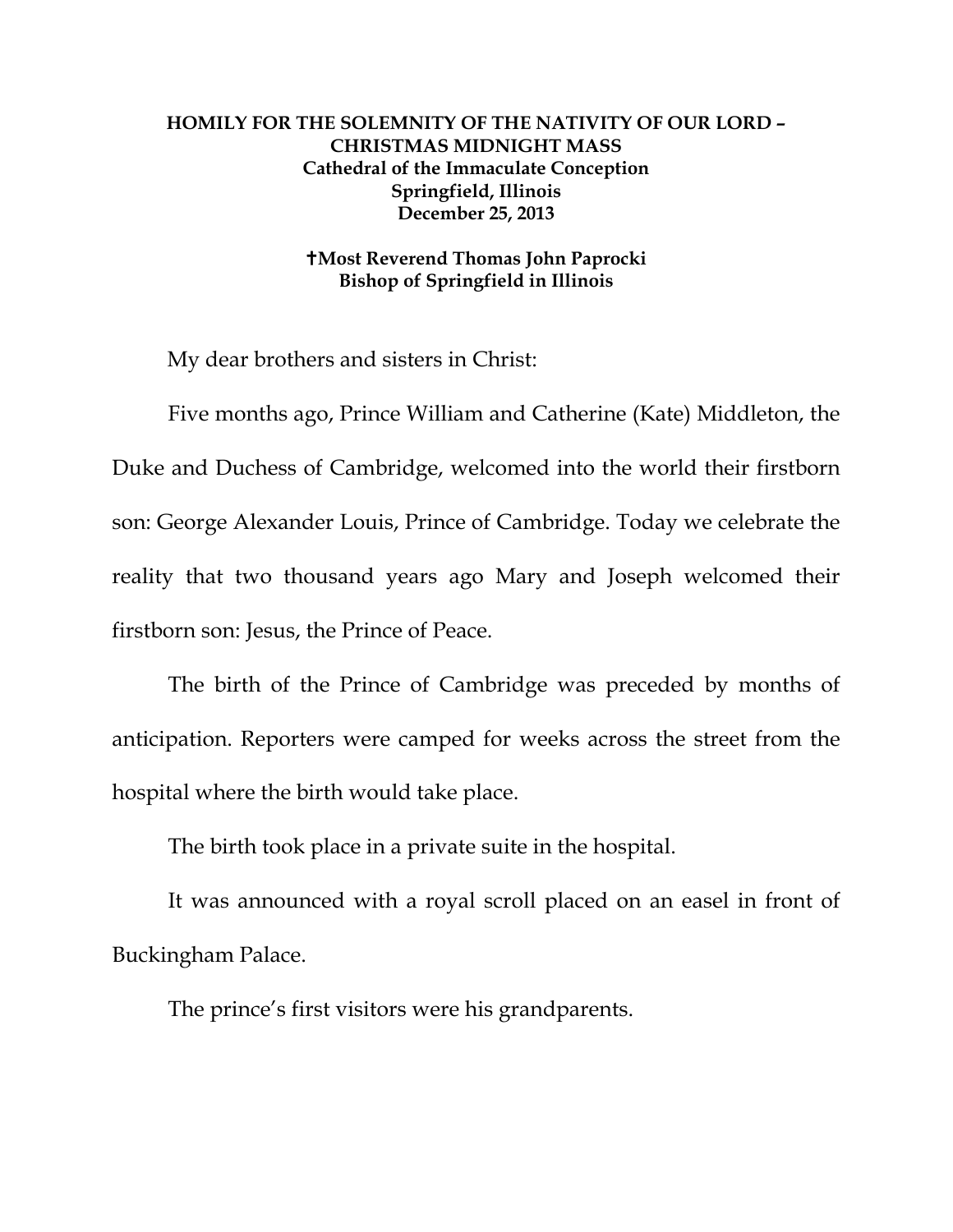**HOMILY FOR THE SOLEMNITY OF THE NATIVITY OF OUR LORD – CHRISTMAS MIDNIGHT MASS**
**Cathedral of the Immaculate Conception**
**Springfield, Illinois**
**December 25, 2013**

**✝Most Reverend Thomas John Paprocki**
**Bishop of Springfield in Illinois**

My dear brothers and sisters in Christ:

Five months ago, Prince William and Catherine (Kate) Middleton, the Duke and Duchess of Cambridge, welcomed into the world their firstborn son: George Alexander Louis, Prince of Cambridge. Today we celebrate the reality that two thousand years ago Mary and Joseph welcomed their firstborn son: Jesus, the Prince of Peace.

The birth of the Prince of Cambridge was preceded by months of anticipation. Reporters were camped for weeks across the street from the hospital where the birth would take place.

The birth took place in a private suite in the hospital.

It was announced with a royal scroll placed on an easel in front of Buckingham Palace.

The prince's first visitors were his grandparents.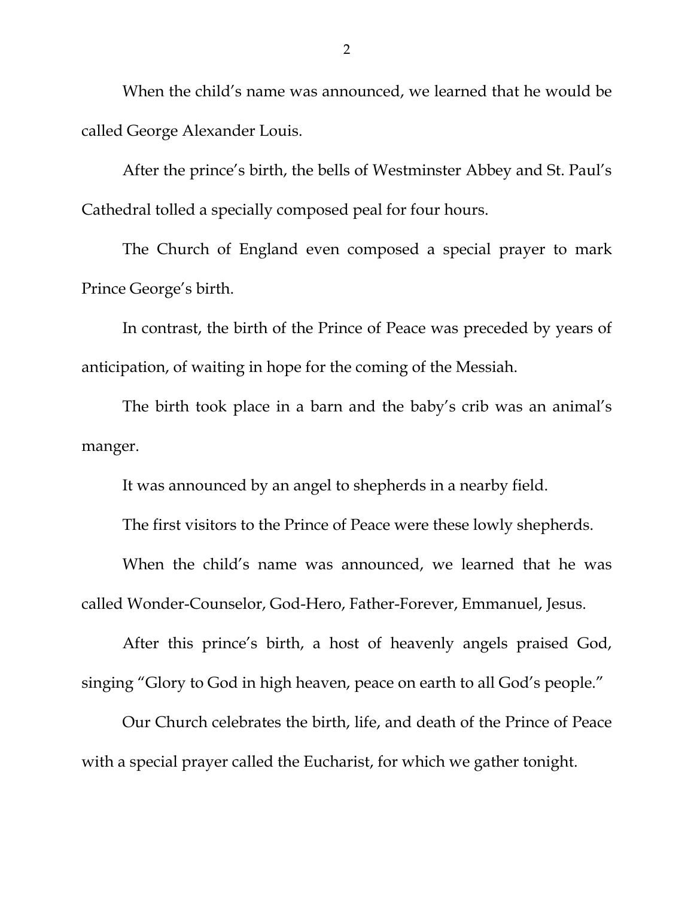When the child's name was announced, we learned that he would be called George Alexander Louis.

After the prince's birth, the bells of Westminster Abbey and St. Paul's Cathedral tolled a specially composed peal for four hours.

The Church of England even composed a special prayer to mark Prince George's birth.

In contrast, the birth of the Prince of Peace was preceded by years of anticipation, of waiting in hope for the coming of the Messiah.

The birth took place in a barn and the baby's crib was an animal's manger.

It was announced by an angel to shepherds in a nearby field.

The first visitors to the Prince of Peace were these lowly shepherds.

When the child's name was announced, we learned that he was called Wonder-Counselor, God-Hero, Father-Forever, Emmanuel, Jesus.

After this prince's birth, a host of heavenly angels praised God, singing "Glory to God in high heaven, peace on earth to all God's people."

Our Church celebrates the birth, life, and death of the Prince of Peace with a special prayer called the Eucharist, for which we gather tonight.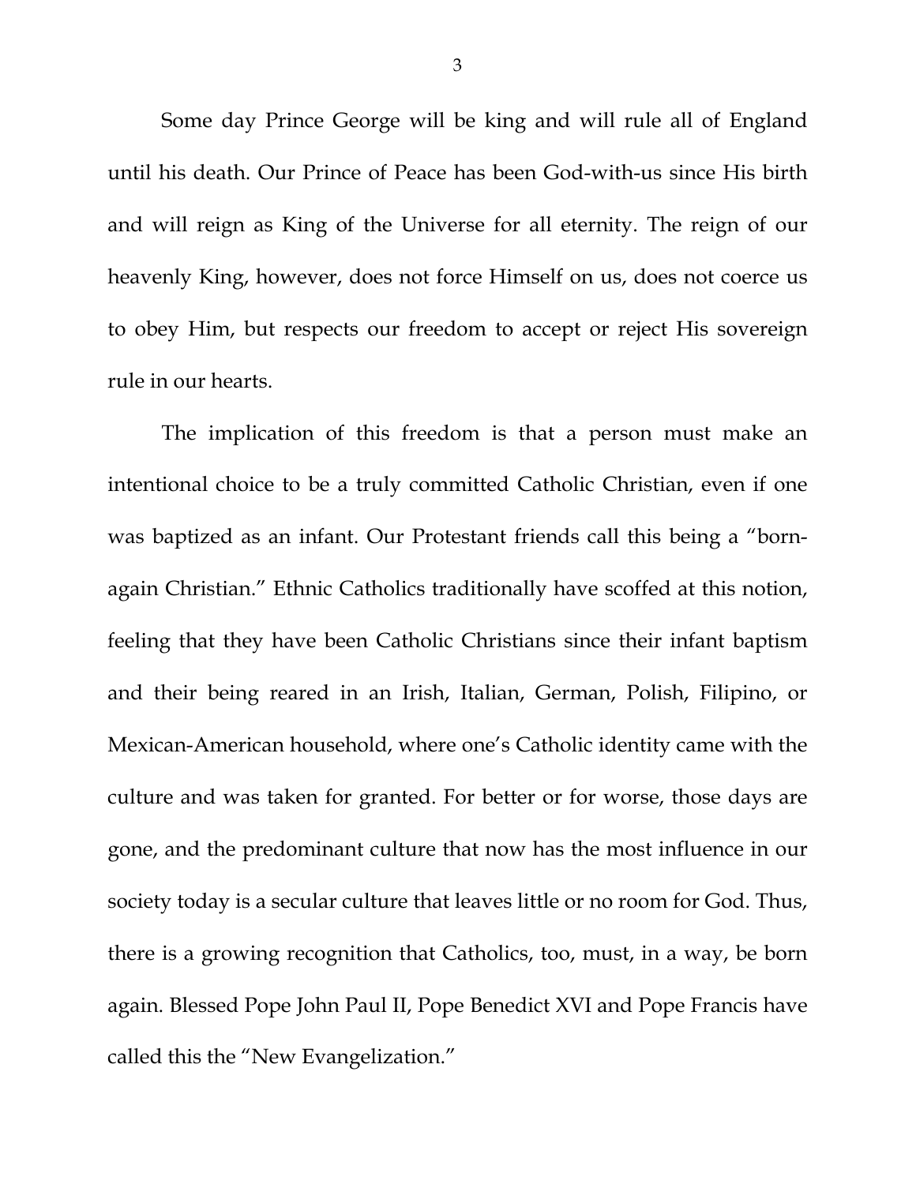Some day Prince George will be king and will rule all of England until his death. Our Prince of Peace has been God-with-us since His birth and will reign as King of the Universe for all eternity. The reign of our heavenly King, however, does not force Himself on us, does not coerce us to obey Him, but respects our freedom to accept or reject His sovereign rule in our hearts.

The implication of this freedom is that a person must make an intentional choice to be a truly committed Catholic Christian, even if one was baptized as an infant. Our Protestant friends call this being a "born-again Christian." Ethnic Catholics traditionally have scoffed at this notion, feeling that they have been Catholic Christians since their infant baptism and their being reared in an Irish, Italian, German, Polish, Filipino, or Mexican-American household, where one's Catholic identity came with the culture and was taken for granted. For better or for worse, those days are gone, and the predominant culture that now has the most influence in our society today is a secular culture that leaves little or no room for God. Thus, there is a growing recognition that Catholics, too, must, in a way, be born again. Blessed Pope John Paul II, Pope Benedict XVI and Pope Francis have called this the "New Evangelization."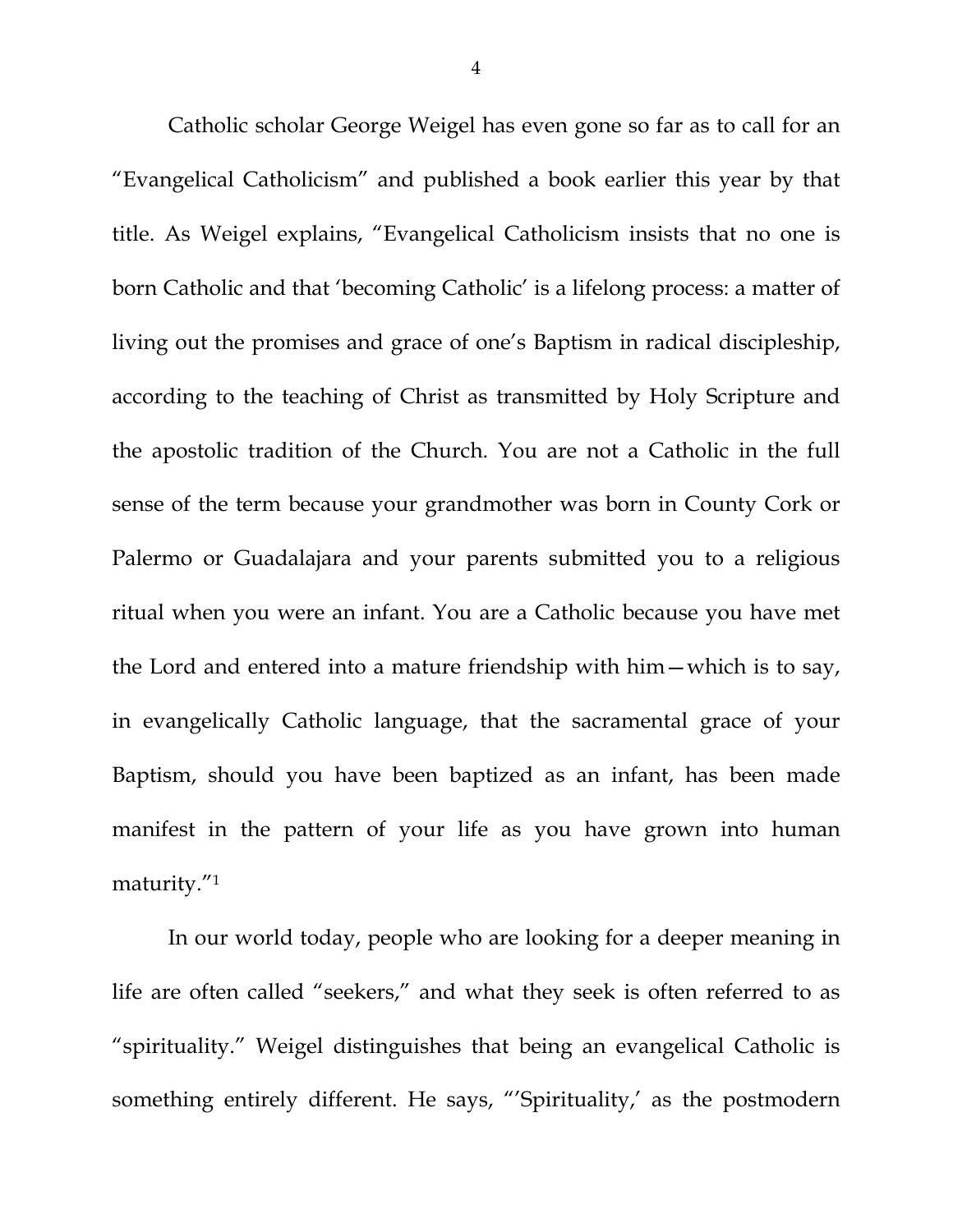Catholic scholar George Weigel has even gone so far as to call for an "Evangelical Catholicism" and published a book earlier this year by that title. As Weigel explains, "Evangelical Catholicism insists that no one is born Catholic and that 'becoming Catholic' is a lifelong process: a matter of living out the promises and grace of one's Baptism in radical discipleship, according to the teaching of Christ as transmitted by Holy Scripture and the apostolic tradition of the Church. You are not a Catholic in the full sense of the term because your grandmother was born in County Cork or Palermo or Guadalajara and your parents submitted you to a religious ritual when you were an infant. You are a Catholic because you have met the Lord and entered into a mature friendship with him—which is to say, in evangelically Catholic language, that the sacramental grace of your Baptism, should you have been baptized as an infant, has been made manifest in the pattern of your life as you have grown into human maturity."[1]

In our world today, people who are looking for a deeper meaning in life are often called "seekers," and what they seek is often referred to as "spirituality." Weigel distinguishes that being an evangelical Catholic is something entirely different. He says, "'Spirituality,' as the postmodern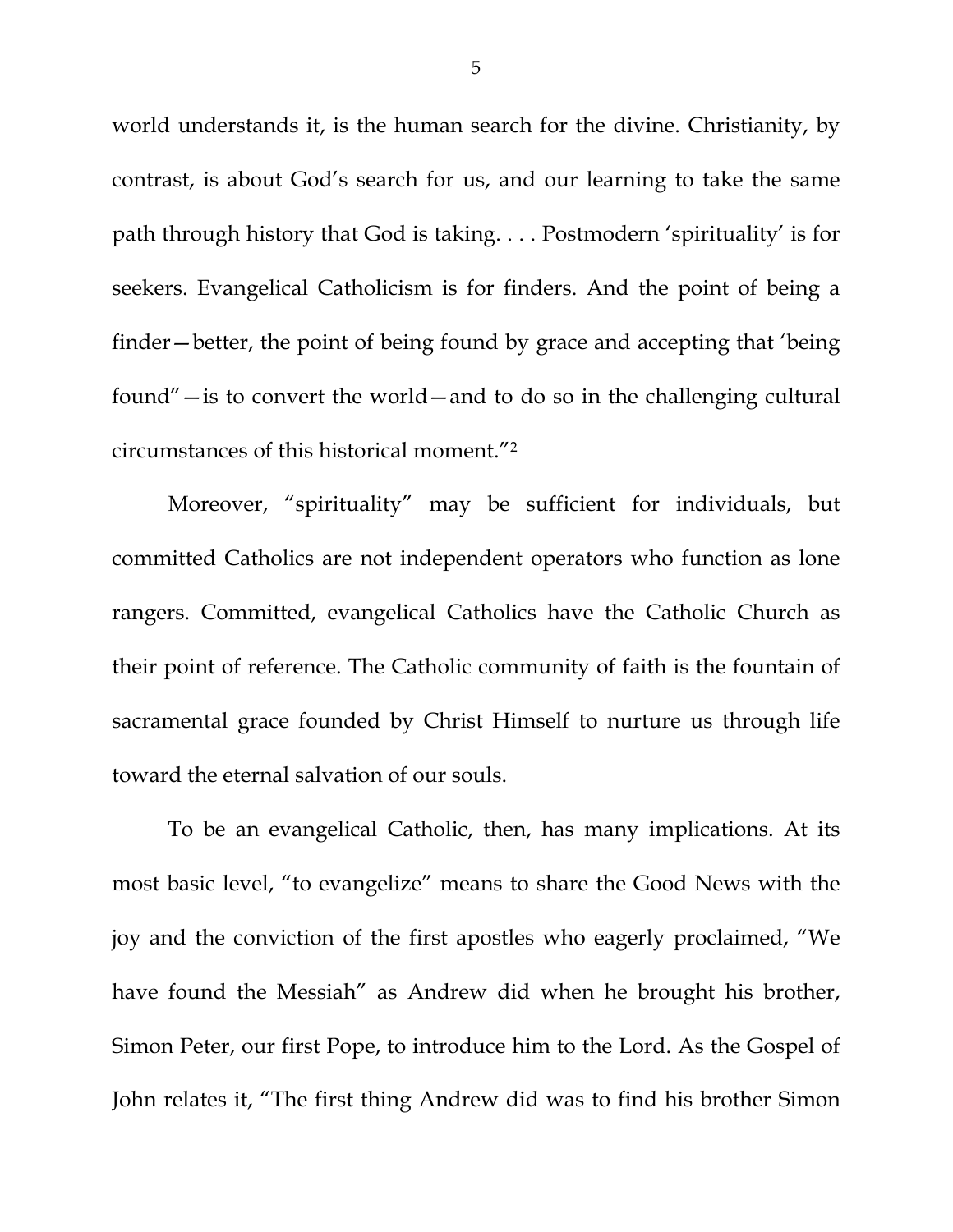world understands it, is the human search for the divine. Christianity, by contrast, is about God's search for us, and our learning to take the same path through history that God is taking. . . . Postmodern 'spirituality' is for seekers. Evangelical Catholicism is for finders. And the point of being a finder—better, the point of being found by grace and accepting that 'being found"—is to convert the world—and to do so in the challenging cultural circumstances of this historical moment."[2]

Moreover, "spirituality" may be sufficient for individuals, but committed Catholics are not independent operators who function as lone rangers. Committed, evangelical Catholics have the Catholic Church as their point of reference. The Catholic community of faith is the fountain of sacramental grace founded by Christ Himself to nurture us through life toward the eternal salvation of our souls.

To be an evangelical Catholic, then, has many implications. At its most basic level, "to evangelize" means to share the Good News with the joy and the conviction of the first apostles who eagerly proclaimed, "We have found the Messiah" as Andrew did when he brought his brother, Simon Peter, our first Pope, to introduce him to the Lord. As the Gospel of John relates it, "The first thing Andrew did was to find his brother Simon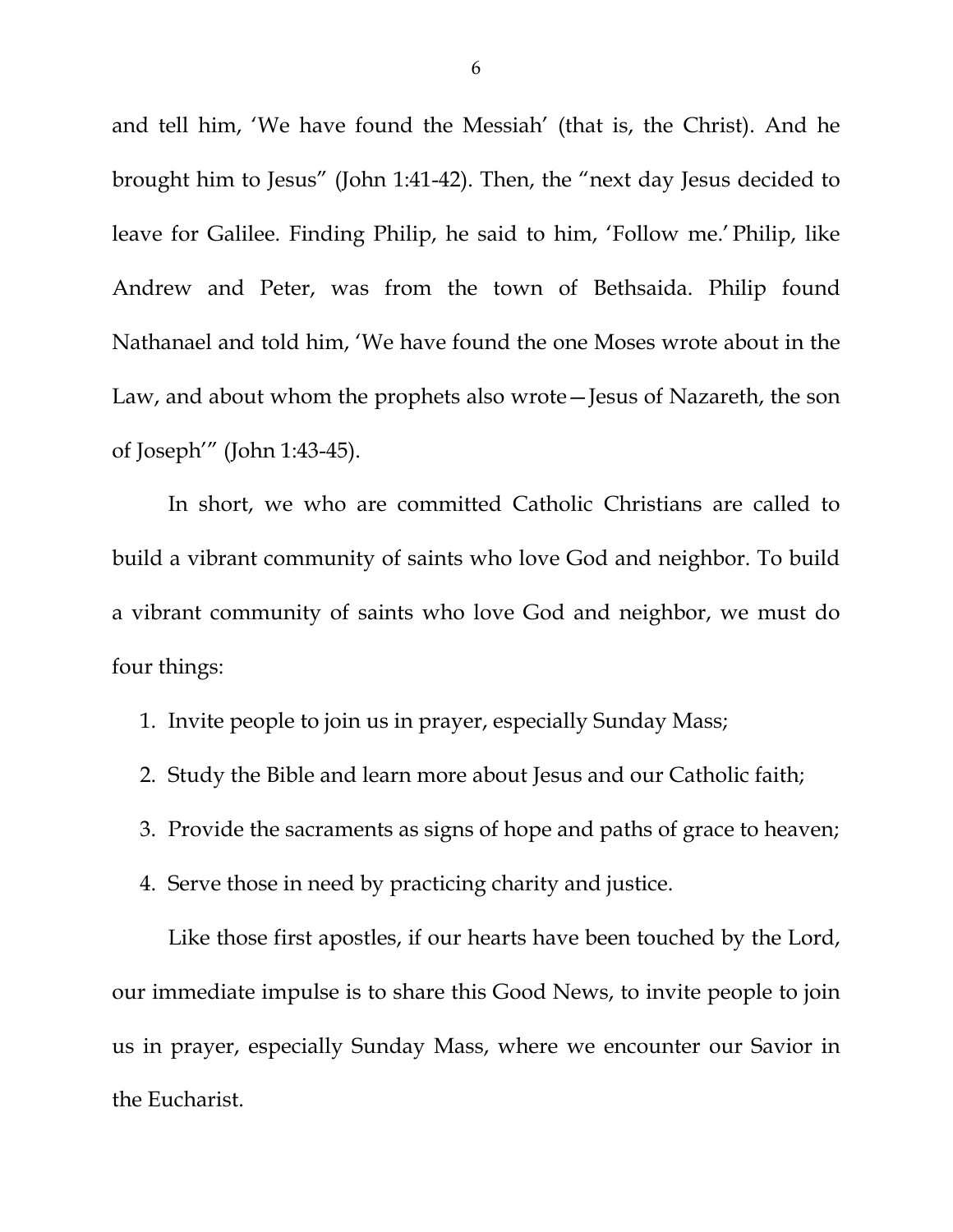and tell him, 'We have found the Messiah' (that is, the Christ). And he brought him to Jesus" (John 1:41-42). Then, the "next day Jesus decided to leave for Galilee. Finding Philip, he said to him, 'Follow me.' Philip, like Andrew and Peter, was from the town of Bethsaida. Philip found Nathanael and told him, 'We have found the one Moses wrote about in the Law, and about whom the prophets also wrote—Jesus of Nazareth, the son of Joseph'" (John 1:43-45).

In short, we who are committed Catholic Christians are called to build a vibrant community of saints who love God and neighbor. To build a vibrant community of saints who love God and neighbor, we must do four things:

1. Invite people to join us in prayer, especially Sunday Mass;
2. Study the Bible and learn more about Jesus and our Catholic faith;
3. Provide the sacraments as signs of hope and paths of grace to heaven;
4. Serve those in need by practicing charity and justice.

Like those first apostles, if our hearts have been touched by the Lord, our immediate impulse is to share this Good News, to invite people to join us in prayer, especially Sunday Mass, where we encounter our Savior in the Eucharist.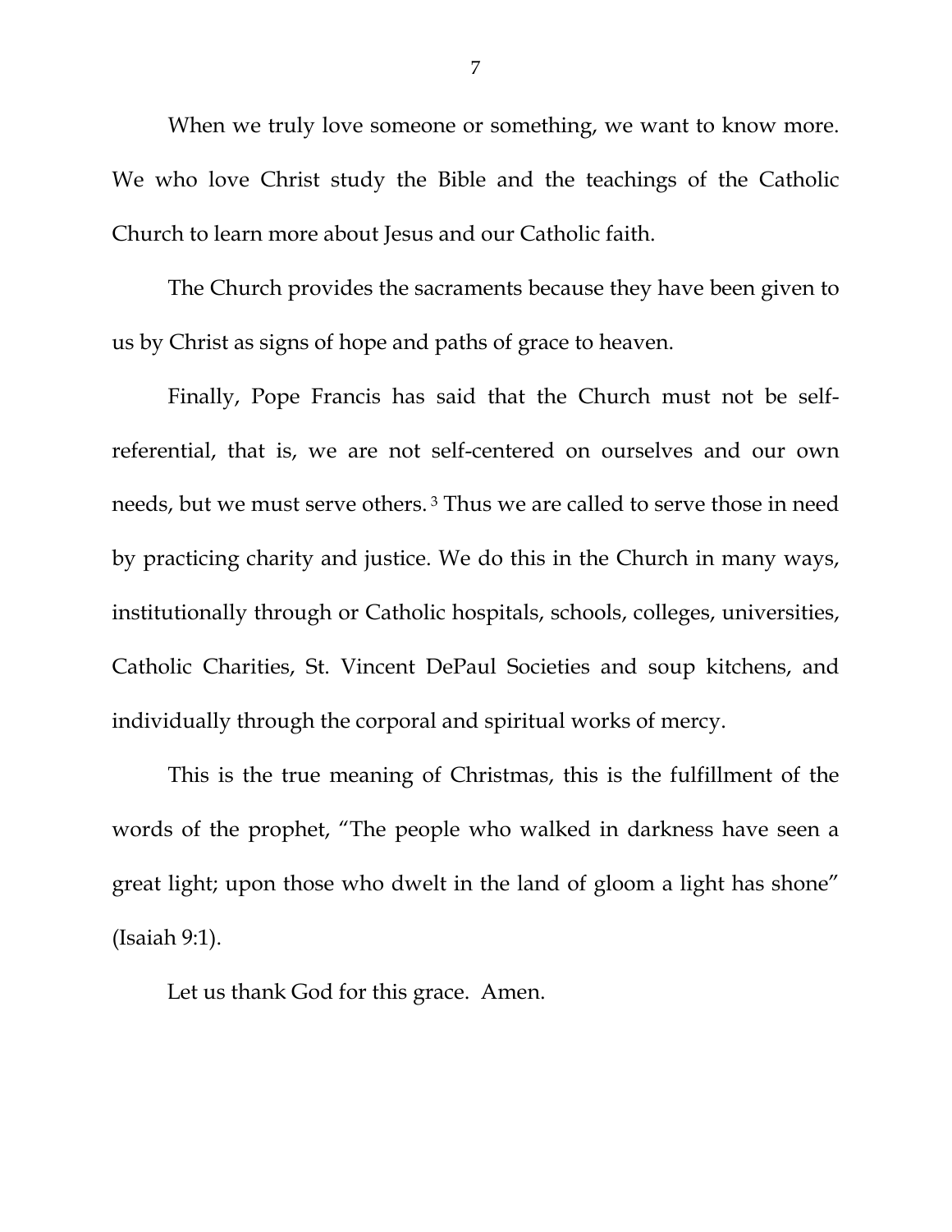When we truly love someone or something, we want to know more. We who love Christ study the Bible and the teachings of the Catholic Church to learn more about Jesus and our Catholic faith.

The Church provides the sacraments because they have been given to us by Christ as signs of hope and paths of grace to heaven.

Finally, Pope Francis has said that the Church must not be self-referential, that is, we are not self-centered on ourselves and our own needs, but we must serve others.[3] Thus we are called to serve those in need by practicing charity and justice. We do this in the Church in many ways, institutionally through or Catholic hospitals, schools, colleges, universities, Catholic Charities, St. Vincent DePaul Societies and soup kitchens, and individually through the corporal and spiritual works of mercy.

This is the true meaning of Christmas, this is the fulfillment of the words of the prophet, "The people who walked in darkness have seen a great light; upon those who dwelt in the land of gloom a light has shone" (Isaiah 9:1).

Let us thank God for this grace. Amen.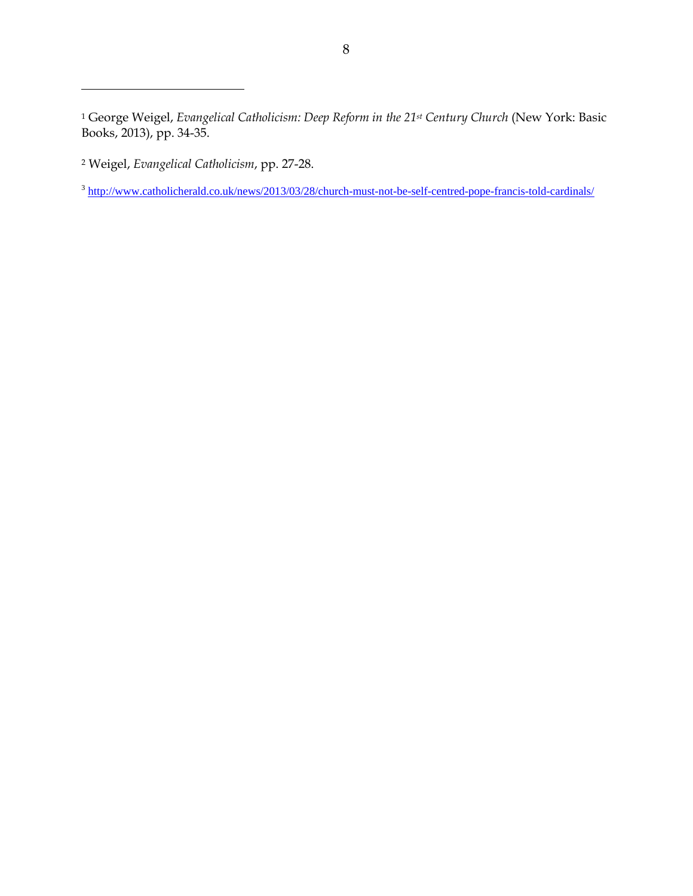[1] George Weigel, *Evangelical Catholicism: Deep Reform in the 21st Century Church* (New York: Basic Books, 2013), pp. 34-35.

[2] Weigel, *Evangelical Catholicism*, pp. 27-28.

[3] http://www.catholicherald.co.uk/news/2013/03/28/church-must-not-be-self-centred-pope-francis-told-cardinals/